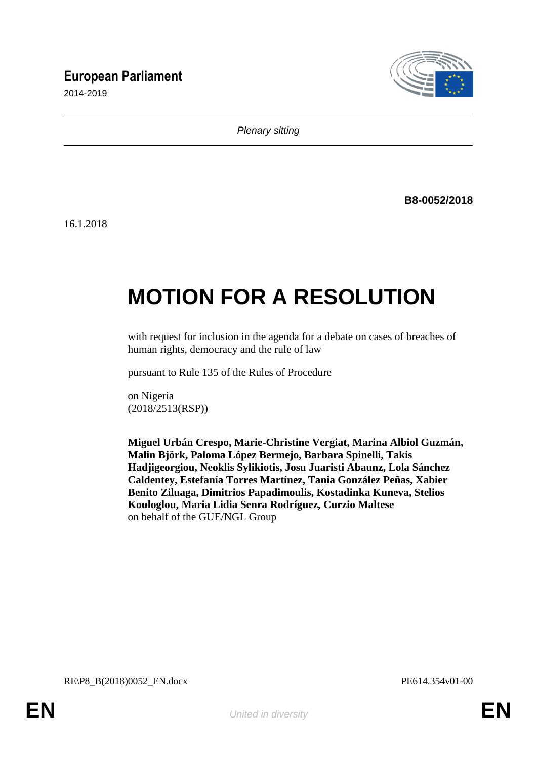# European Parliament

2014-2019

*Plenary sitting*

**B8-0052/2018**

16.1.2018

# MOTION FOR A RESOLUTION

with request for inclusion in the agenda for a debate on cases of breaches of human rights, democracy and the rule of law

pursuant to Rule 135 of the Rules of Procedure

on Nigeria
(2018/2513(RSP))

**Miguel Urbán Crespo, Marie-Christine Vergiat, Marina Albiol Guzmán, Malin Björk, Paloma López Bermejo, Barbara Spinelli, Takis Hadjigeorgiou, Neoklis Sylikiotis, Josu Juaristi Abaunz, Lola Sánchez Caldentey, Estefanía Torres Martínez, Tania González Peñas, Xabier Benito Ziluaga, Dimitrios Papadimoulis, Kostadinka Kuneva, Stelios Kouloglou, Maria Lidia Senra Rodríguez, Curzio Maltese**
on behalf of the GUE/NGL Group

RE\P8_B(2018)0052_EN.docx PE614.354v01-00

EN *United in diversity* EN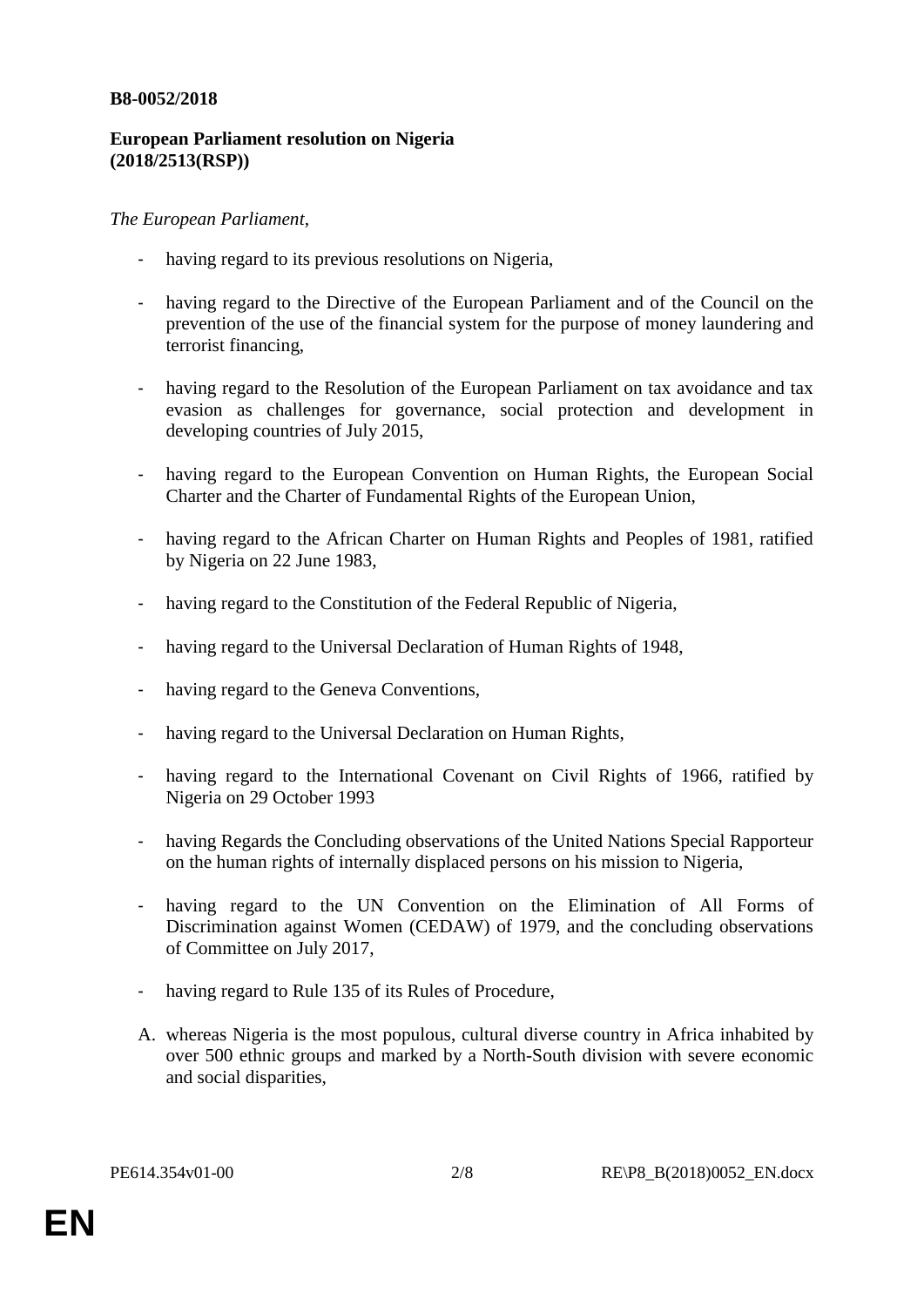**B8-0052/2018**

**European Parliament resolution on Nigeria (2018/2513(RSP))**

*The European Parliament*,

- having regard to its previous resolutions on Nigeria,

- having regard to the Directive of the European Parliament and of the Council on the prevention of the use of the financial system for the purpose of money laundering and terrorist financing,

- having regard to the Resolution of the European Parliament on tax avoidance and tax evasion as challenges for governance, social protection and development in developing countries of July 2015,

- having regard to the European Convention on Human Rights, the European Social Charter and the Charter of Fundamental Rights of the European Union,

- having regard to the African Charter on Human Rights and Peoples of 1981, ratified by Nigeria on 22 June 1983,

- having regard to the Constitution of the Federal Republic of Nigeria,

- having regard to the Universal Declaration of Human Rights of 1948,

- having regard to the Geneva Conventions,

- having regard to the Universal Declaration on Human Rights,

- having regard to the International Covenant on Civil Rights of 1966, ratified by Nigeria on 29 October 1993

- having Regards the Concluding observations of the United Nations Special Rapporteur on the human rights of internally displaced persons on his mission to Nigeria,

- having regard to the UN Convention on the Elimination of All Forms of Discrimination against Women (CEDAW) of 1979, and the concluding observations of Committee on July 2017,

- having regard to Rule 135 of its Rules of Procedure,

A. whereas Nigeria is the most populous, cultural diverse country in Africa inhabited by over 500 ethnic groups and marked by a North-South division with severe economic and social disparities,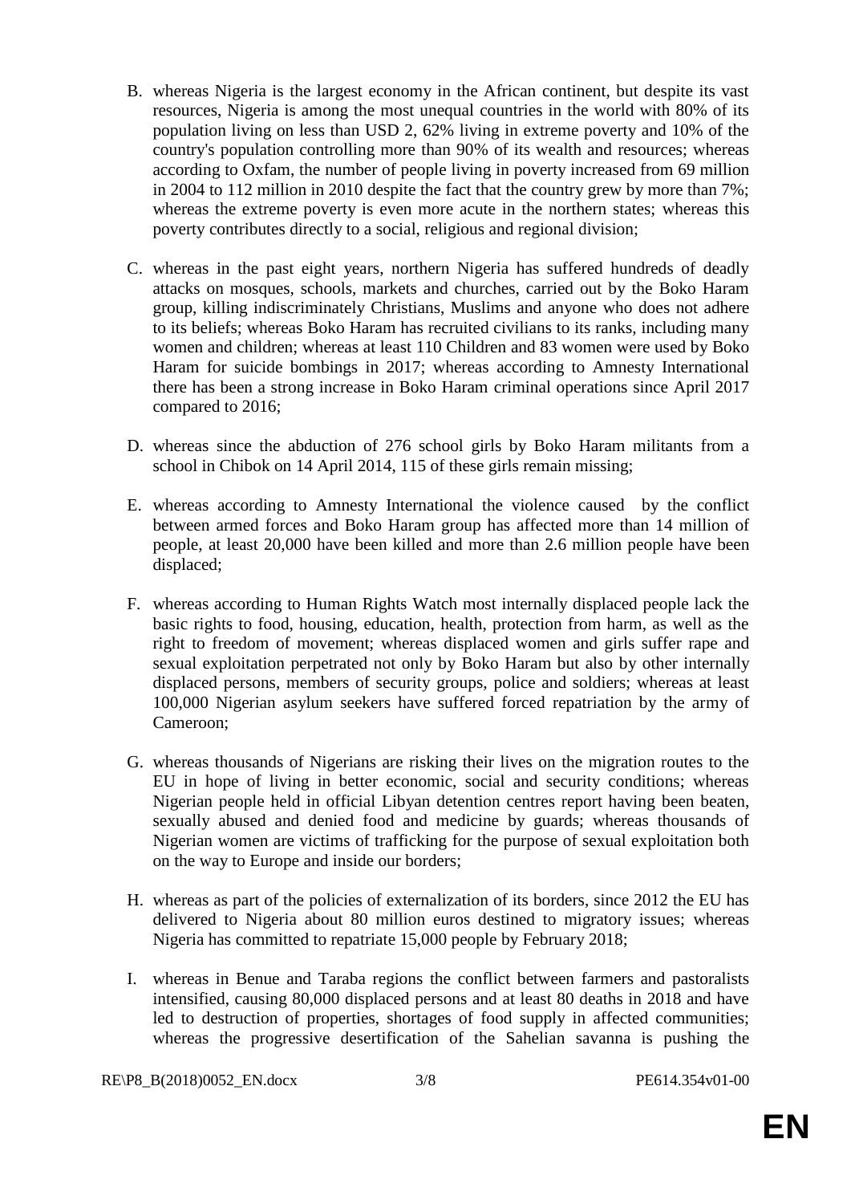B. whereas Nigeria is the largest economy in the African continent, but despite its vast resources, Nigeria is among the most unequal countries in the world with 80% of its population living on less than USD 2, 62% living in extreme poverty and 10% of the country's population controlling more than 90% of its wealth and resources; whereas according to Oxfam, the number of people living in poverty increased from 69 million in 2004 to 112 million in 2010 despite the fact that the country grew by more than 7%; whereas the extreme poverty is even more acute in the northern states; whereas this poverty contributes directly to a social, religious and regional division;

C. whereas in the past eight years, northern Nigeria has suffered hundreds of deadly attacks on mosques, schools, markets and churches, carried out by the Boko Haram group, killing indiscriminately Christians, Muslims and anyone who does not adhere to its beliefs; whereas Boko Haram has recruited civilians to its ranks, including many women and children; whereas at least 110 Children and 83 women were used by Boko Haram for suicide bombings in 2017; whereas according to Amnesty International there has been a strong increase in Boko Haram criminal operations since April 2017 compared to 2016;

D. whereas since the abduction of 276 school girls by Boko Haram militants from a school in Chibok on 14 April 2014, 115 of these girls remain missing;

E. whereas according to Amnesty International the violence caused by the conflict between armed forces and Boko Haram group has affected more than 14 million of people, at least 20,000 have been killed and more than 2.6 million people have been displaced;

F. whereas according to Human Rights Watch most internally displaced people lack the basic rights to food, housing, education, health, protection from harm, as well as the right to freedom of movement; whereas displaced women and girls suffer rape and sexual exploitation perpetrated not only by Boko Haram but also by other internally displaced persons, members of security groups, police and soldiers; whereas at least 100,000 Nigerian asylum seekers have suffered forced repatriation by the army of Cameroon;

G. whereas thousands of Nigerians are risking their lives on the migration routes to the EU in hope of living in better economic, social and security conditions; whereas Nigerian people held in official Libyan detention centres report having been beaten, sexually abused and denied food and medicine by guards; whereas thousands of Nigerian women are victims of trafficking for the purpose of sexual exploitation both on the way to Europe and inside our borders;

H. whereas as part of the policies of externalization of its borders, since 2012 the EU has delivered to Nigeria about 80 million euros destined to migratory issues; whereas Nigeria has committed to repatriate 15,000 people by February 2018;

I. whereas in Benue and Taraba regions the conflict between farmers and pastoralists intensified, causing 80,000 displaced persons and at least 80 deaths in 2018 and have led to destruction of properties, shortages of food supply in affected communities; whereas the progressive desertification of the Sahelian savanna is pushing the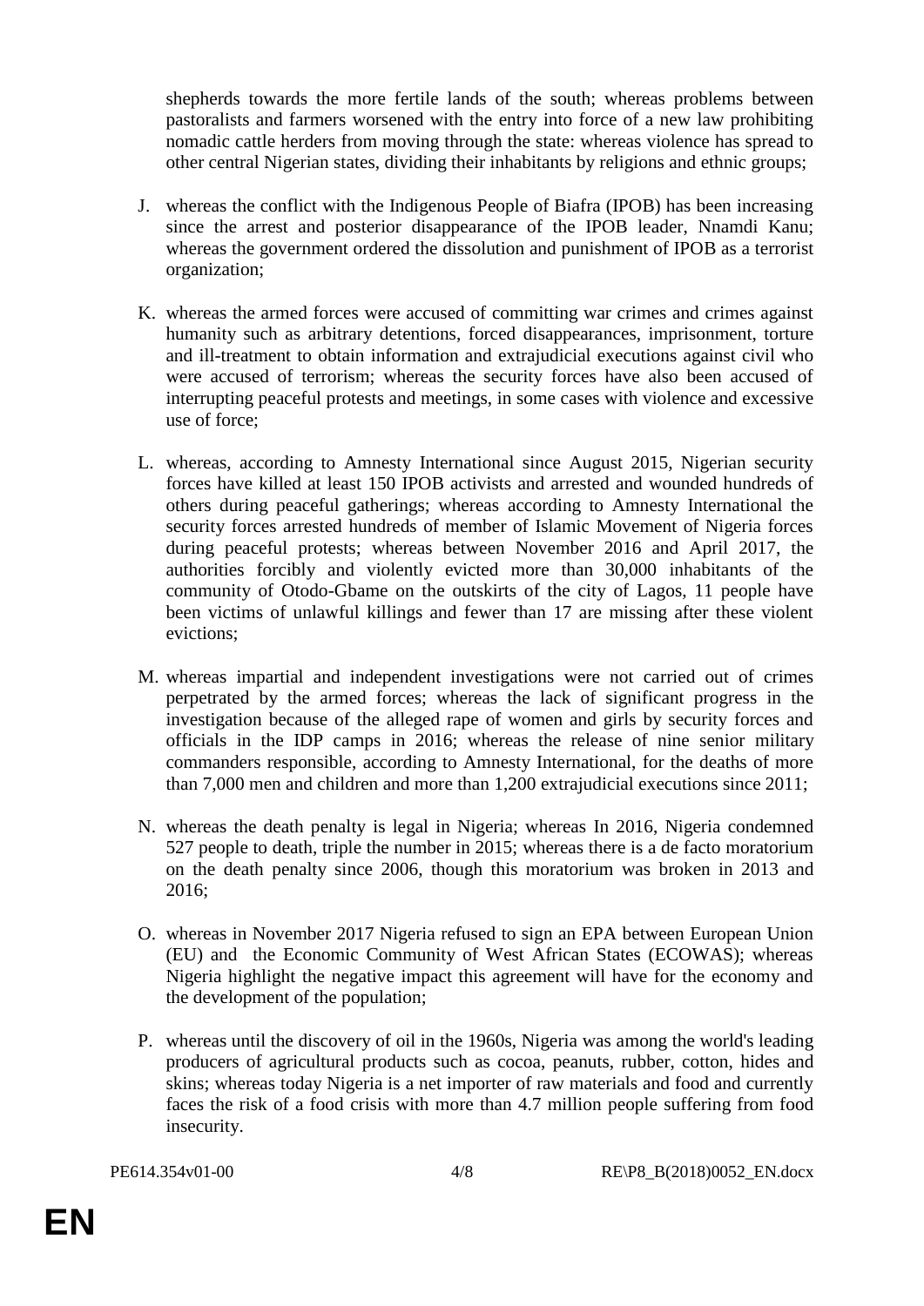shepherds towards the more fertile lands of the south; whereas problems between pastoralists and farmers worsened with the entry into force of a new law prohibiting nomadic cattle herders from moving through the state: whereas violence has spread to other central Nigerian states, dividing their inhabitants by religions and ethnic groups;

J. whereas the conflict with the Indigenous People of Biafra (IPOB) has been increasing since the arrest and posterior disappearance of the IPOB leader, Nnamdi Kanu; whereas the government ordered the dissolution and punishment of IPOB as a terrorist organization;

K. whereas the armed forces were accused of committing war crimes and crimes against humanity such as arbitrary detentions, forced disappearances, imprisonment, torture and ill-treatment to obtain information and extrajudicial executions against civil who were accused of terrorism; whereas the security forces have also been accused of interrupting peaceful protests and meetings, in some cases with violence and excessive use of force;

L. whereas, according to Amnesty International since August 2015, Nigerian security forces have killed at least 150 IPOB activists and arrested and wounded hundreds of others during peaceful gatherings; whereas according to Amnesty International the security forces arrested hundreds of member of Islamic Movement of Nigeria forces during peaceful protests; whereas between November 2016 and April 2017, the authorities forcibly and violently evicted more than 30,000 inhabitants of the community of Otodo-Gbame on the outskirts of the city of Lagos, 11 people have been victims of unlawful killings and fewer than 17 are missing after these violent evictions;

M. whereas impartial and independent investigations were not carried out of crimes perpetrated by the armed forces; whereas the lack of significant progress in the investigation because of the alleged rape of women and girls by security forces and officials in the IDP camps in 2016; whereas the release of nine senior military commanders responsible, according to Amnesty International, for the deaths of more than 7,000 men and children and more than 1,200 extrajudicial executions since 2011;

N. whereas the death penalty is legal in Nigeria; whereas In 2016, Nigeria condemned 527 people to death, triple the number in 2015; whereas there is a de facto moratorium on the death penalty since 2006, though this moratorium was broken in 2013 and 2016;

O. whereas in November 2017 Nigeria refused to sign an EPA between European Union (EU) and the Economic Community of West African States (ECOWAS); whereas Nigeria highlight the negative impact this agreement will have for the economy and the development of the population;

P. whereas until the discovery of oil in the 1960s, Nigeria was among the world's leading producers of agricultural products such as cocoa, peanuts, rubber, cotton, hides and skins; whereas today Nigeria is a net importer of raw materials and food and currently faces the risk of a food crisis with more than 4.7 million people suffering from food insecurity.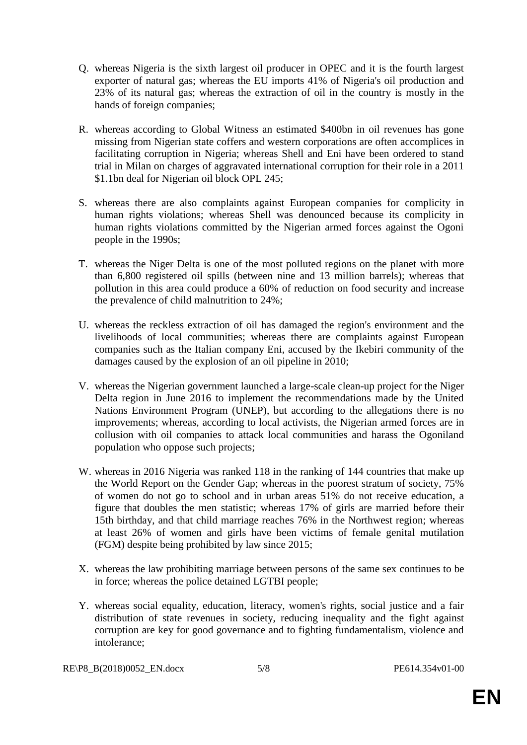Q. whereas Nigeria is the sixth largest oil producer in OPEC and it is the fourth largest exporter of natural gas; whereas the EU imports 41% of Nigeria's oil production and 23% of its natural gas; whereas the extraction of oil in the country is mostly in the hands of foreign companies;

R. whereas according to Global Witness an estimated \$400bn in oil revenues has gone missing from Nigerian state coffers and western corporations are often accomplices in facilitating corruption in Nigeria; whereas Shell and Eni have been ordered to stand trial in Milan on charges of aggravated international corruption for their role in a 2011 \$1.1bn deal for Nigerian oil block OPL 245;

S. whereas there are also complaints against European companies for complicity in human rights violations; whereas Shell was denounced because its complicity in human rights violations committed by the Nigerian armed forces against the Ogoni people in the 1990s;

T. whereas the Niger Delta is one of the most polluted regions on the planet with more than 6,800 registered oil spills (between nine and 13 million barrels); whereas that pollution in this area could produce a 60% of reduction on food security and increase the prevalence of child malnutrition to 24%;

U. whereas the reckless extraction of oil has damaged the region's environment and the livelihoods of local communities; whereas there are complaints against European companies such as the Italian company Eni, accused by the Ikebiri community of the damages caused by the explosion of an oil pipeline in 2010;

V. whereas the Nigerian government launched a large-scale clean-up project for the Niger Delta region in June 2016 to implement the recommendations made by the United Nations Environment Program (UNEP), but according to the allegations there is no improvements; whereas, according to local activists, the Nigerian armed forces are in collusion with oil companies to attack local communities and harass the Ogoniland population who oppose such projects;

W. whereas in 2016 Nigeria was ranked 118 in the ranking of 144 countries that make up the World Report on the Gender Gap; whereas in the poorest stratum of society, 75% of women do not go to school and in urban areas 51% do not receive education, a figure that doubles the men statistic; whereas 17% of girls are married before their 15th birthday, and that child marriage reaches 76% in the Northwest region; whereas at least 26% of women and girls have been victims of female genital mutilation (FGM) despite being prohibited by law since 2015;

X. whereas the law prohibiting marriage between persons of the same sex continues to be in force; whereas the police detained LGTBI people;

Y. whereas social equality, education, literacy, women's rights, social justice and a fair distribution of state revenues in society, reducing inequality and the fight against corruption are key for good governance and to fighting fundamentalism, violence and intolerance;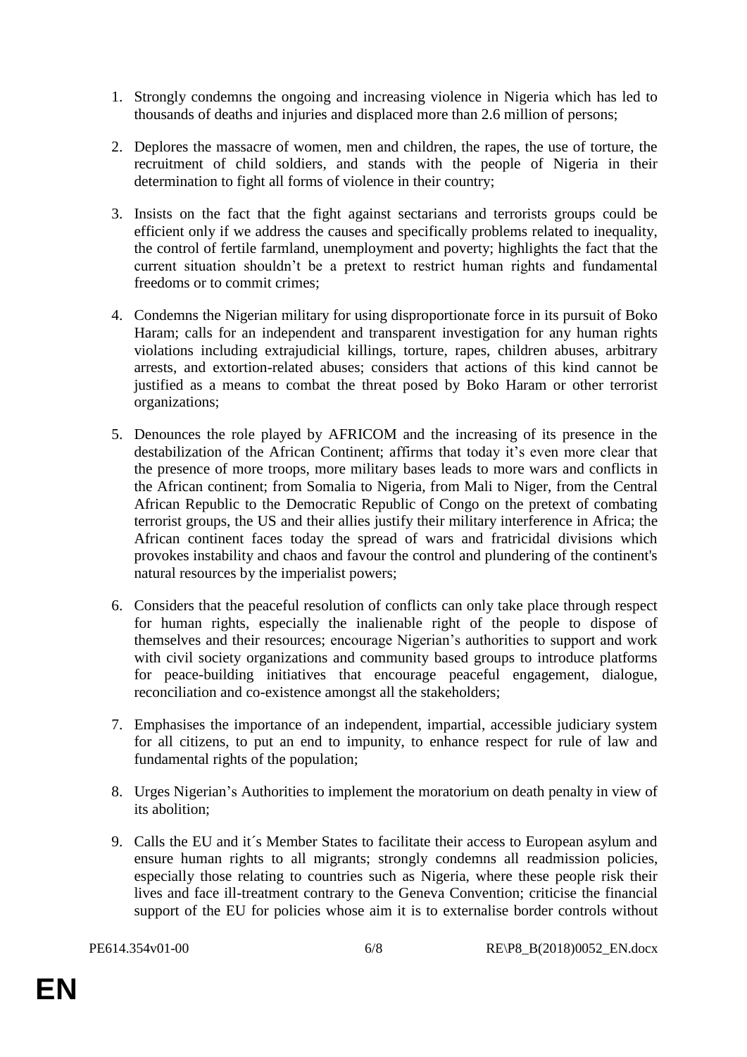1. Strongly condemns the ongoing and increasing violence in Nigeria which has led to thousands of deaths and injuries and displaced more than 2.6 million of persons;

2. Deplores the massacre of women, men and children, the rapes, the use of torture, the recruitment of child soldiers, and stands with the people of Nigeria in their determination to fight all forms of violence in their country;

3. Insists on the fact that the fight against sectarians and terrorists groups could be efficient only if we address the causes and specifically problems related to inequality, the control of fertile farmland, unemployment and poverty; highlights the fact that the current situation shouldn't be a pretext to restrict human rights and fundamental freedoms or to commit crimes;

4. Condemns the Nigerian military for using disproportionate force in its pursuit of Boko Haram; calls for an independent and transparent investigation for any human rights violations including extrajudicial killings, torture, rapes, children abuses, arbitrary arrests, and extortion-related abuses; considers that actions of this kind cannot be justified as a means to combat the threat posed by Boko Haram or other terrorist organizations;

5. Denounces the role played by AFRICOM and the increasing of its presence in the destabilization of the African Continent; affirms that today it's even more clear that the presence of more troops, more military bases leads to more wars and conflicts in the African continent; from Somalia to Nigeria, from Mali to Niger, from the Central African Republic to the Democratic Republic of Congo on the pretext of combating terrorist groups, the US and their allies justify their military interference in Africa; the African continent faces today the spread of wars and fratricidal divisions which provokes instability and chaos and favour the control and plundering of the continent's natural resources by the imperialist powers;

6. Considers that the peaceful resolution of conflicts can only take place through respect for human rights, especially the inalienable right of the people to dispose of themselves and their resources; encourage Nigerian's authorities to support and work with civil society organizations and community based groups to introduce platforms for peace-building initiatives that encourage peaceful engagement, dialogue, reconciliation and co-existence amongst all the stakeholders;

7. Emphasises the importance of an independent, impartial, accessible judiciary system for all citizens, to put an end to impunity, to enhance respect for rule of law and fundamental rights of the population;

8. Urges Nigerian's Authorities to implement the moratorium on death penalty in view of its abolition;

9. Calls the EU and it´s Member States to facilitate their access to European asylum and ensure human rights to all migrants; strongly condemns all readmission policies, especially those relating to countries such as Nigeria, where these people risk their lives and face ill-treatment contrary to the Geneva Convention; criticise the financial support of the EU for policies whose aim it is to externalise border controls without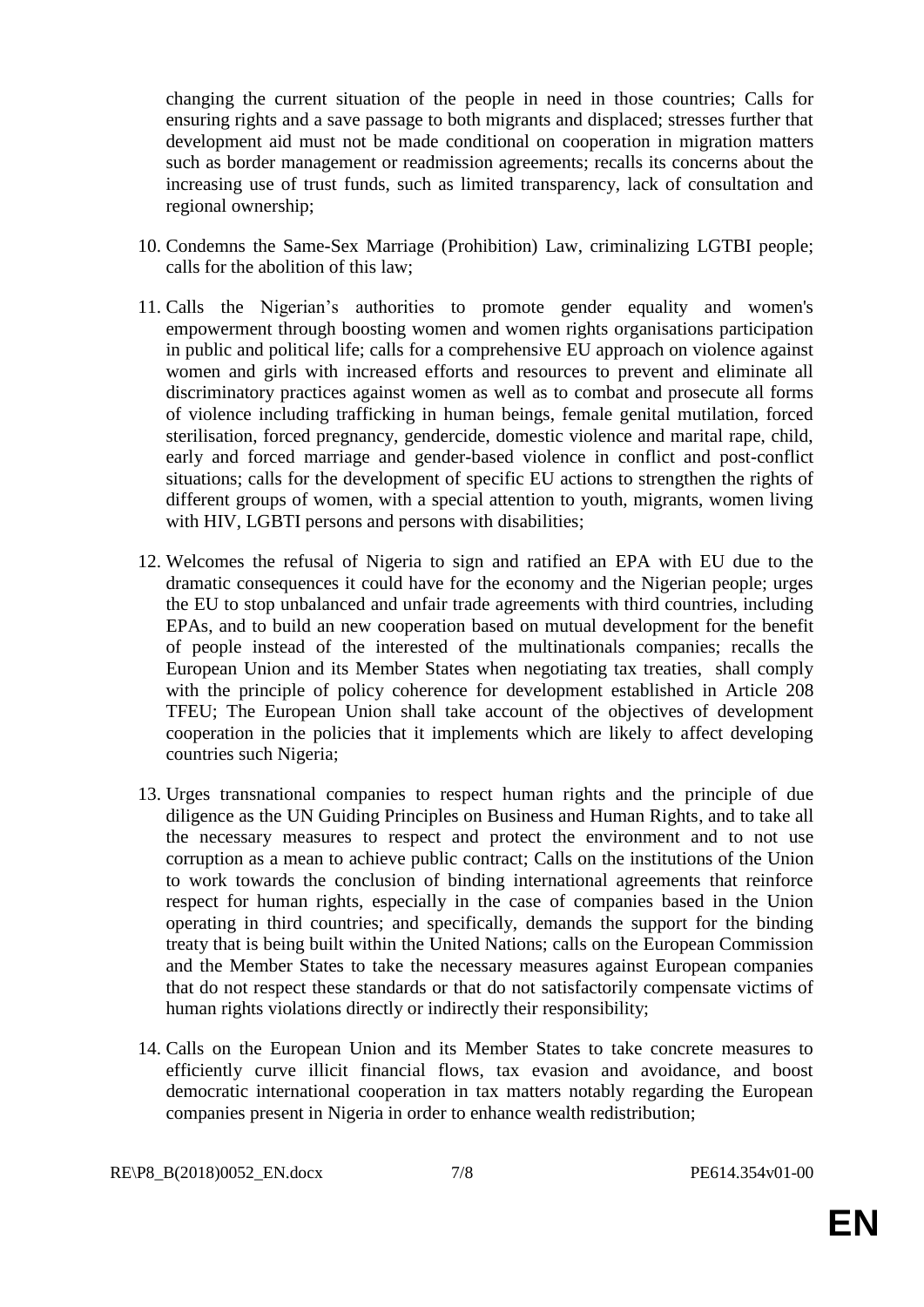changing the current situation of the people in need in those countries; Calls for ensuring rights and a save passage to both migrants and displaced; stresses further that development aid must not be made conditional on cooperation in migration matters such as border management or readmission agreements; recalls its concerns about the increasing use of trust funds, such as limited transparency, lack of consultation and regional ownership;

10. Condemns the Same-Sex Marriage (Prohibition) Law, criminalizing LGTBI people; calls for the abolition of this law;

11. Calls the Nigerian's authorities to promote gender equality and women's empowerment through boosting women and women rights organisations participation in public and political life; calls for a comprehensive EU approach on violence against women and girls with increased efforts and resources to prevent and eliminate all discriminatory practices against women as well as to combat and prosecute all forms of violence including trafficking in human beings, female genital mutilation, forced sterilisation, forced pregnancy, gendercide, domestic violence and marital rape, child, early and forced marriage and gender-based violence in conflict and post-conflict situations; calls for the development of specific EU actions to strengthen the rights of different groups of women, with a special attention to youth, migrants, women living with HIV, LGBTI persons and persons with disabilities;

12. Welcomes the refusal of Nigeria to sign and ratified an EPA with EU due to the dramatic consequences it could have for the economy and the Nigerian people; urges the EU to stop unbalanced and unfair trade agreements with third countries, including EPAs, and to build an new cooperation based on mutual development for the benefit of people instead of the interested of the multinationals companies; recalls the European Union and its Member States when negotiating tax treaties, shall comply with the principle of policy coherence for development established in Article 208 TFEU; The European Union shall take account of the objectives of development cooperation in the policies that it implements which are likely to affect developing countries such Nigeria;

13. Urges transnational companies to respect human rights and the principle of due diligence as the UN Guiding Principles on Business and Human Rights, and to take all the necessary measures to respect and protect the environment and to not use corruption as a mean to achieve public contract; Calls on the institutions of the Union to work towards the conclusion of binding international agreements that reinforce respect for human rights, especially in the case of companies based in the Union operating in third countries; and specifically, demands the support for the binding treaty that is being built within the United Nations; calls on the European Commission and the Member States to take the necessary measures against European companies that do not respect these standards or that do not satisfactorily compensate victims of human rights violations directly or indirectly their responsibility;

14. Calls on the European Union and its Member States to take concrete measures to efficiently curve illicit financial flows, tax evasion and avoidance, and boost democratic international cooperation in tax matters notably regarding the European companies present in Nigeria in order to enhance wealth redistribution;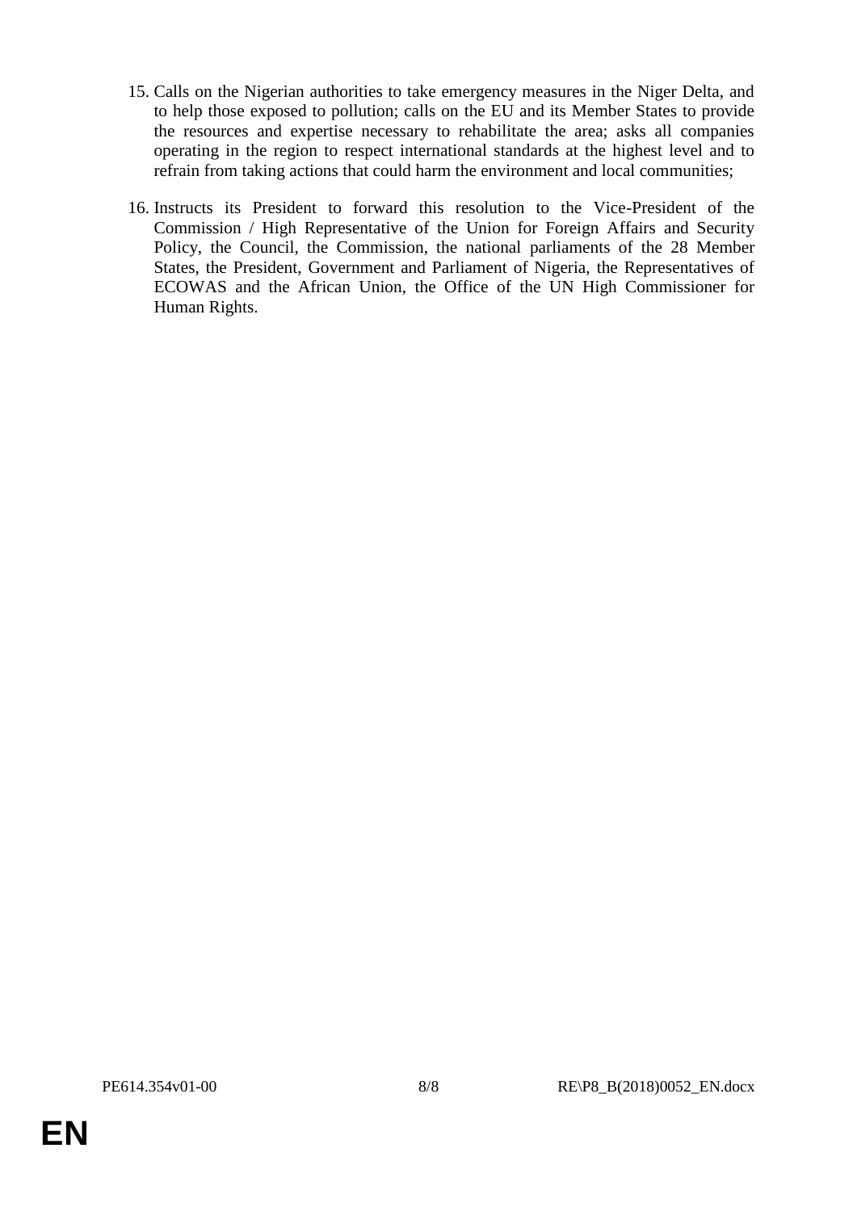15. Calls on the Nigerian authorities to take emergency measures in the Niger Delta, and to help those exposed to pollution; calls on the EU and its Member States to provide the resources and expertise necessary to rehabilitate the area; asks all companies operating in the region to respect international standards at the highest level and to refrain from taking actions that could harm the environment and local communities;

16. Instructs its President to forward this resolution to the Vice-President of the Commission / High Representative of the Union for Foreign Affairs and Security Policy, the Council, the Commission, the national parliaments of the 28 Member States, the President, Government and Parliament of Nigeria, the Representatives of ECOWAS and the African Union, the Office of the UN High Commissioner for Human Rights.